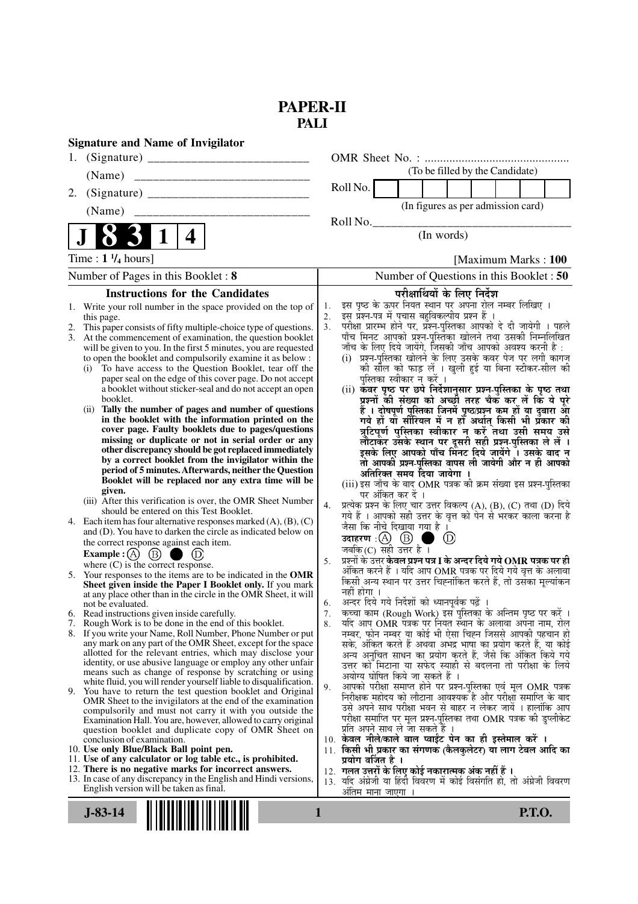# PAPER-II
## PALI

**Signature and Name of Invigilator**

1. (Signature) __________________________

   (Name) ____________________________

2. (Signature) __________________________

   (Name) ____________________________

OMR Sheet No. : ...............................................

(To be filled by the Candidate)

Roll No.

(In figures as per admission card)

Roll No.________________________________

(In words)

**J 8 3 1 4**

Time : **1 ¼ hours**] [Maximum Marks : **100**

Number of Pages in this Booklet : **8**

Number of Questions in this Booklet : **50**

### Instructions for the Candidates

1. Write your roll number in the space provided on the top of this page.
2. This paper consists of fifty multiple-choice type of questions.
3. At the commencement of examination, the question booklet will be given to you. In the first 5 minutes, you are requested to open the booklet and compulsorily examine it as below :
   (i) To have access to the Question Booklet, tear off the paper seal on the edge of this cover page. Do not accept a booklet without sticker-seal and do not accept an open booklet.
   (ii) **Tally the number of pages and number of questions in the booklet with the information printed on the cover page. Faulty booklets due to pages/questions missing or duplicate or not in serial order or any other discrepancy should be got replaced immediately by a correct booklet from the invigilator within the period of 5 minutes. Afterwards, neither the Question Booklet will be replaced nor any extra time will be given.**
   (iii) After this verification is over, the OMR Sheet Number should be entered on this Test Booklet.
4. Each item has four alternative responses marked (A), (B), (C) and (D). You have to darken the circle as indicated below on the correct response against each item.
   **Example :** (A) (B) ● (D)
   where (C) is the correct response.
5. Your responses to the items are to be indicated in the **OMR Sheet given inside the Paper I Booklet only.** If you mark at any place other than in the circle in the OMR Sheet, it will not be evaluated.
6. Read instructions given inside carefully.
7. Rough Work is to be done in the end of this booklet.
8. If you write your Name, Roll Number, Phone Number or put any mark on any part of the OMR Sheet, except for the space allotted for the relevant entries, which may disclose your identity, or use abusive language or employ any other unfair means such as change of response by scratching or using white fluid, you will render yourself liable to disqualification.
9. You have to return the test question booklet and Original OMR Sheet to the invigilators at the end of the examination compulsorily and must not carry it with you outside the Examination Hall. You are, however, allowed to carry original question booklet and duplicate copy of OMR Sheet on conclusion of examination.
10. **Use only Blue/Black Ball point pen.**
11. **Use of any calculator or log table etc., is prohibited.**
12. **There is no negative marks for incorrect answers.**
13. In case of any discrepancy in the English and Hindi versions, English version will be taken as final.

### परीक्षार्थियों के लिए निर्देश

1. इस पृष्ठ के ऊपर नियत स्थान पर अपना रोल नम्बर लिखिए ।
2. इस प्रश्न-पत्र में पचास बहुविकल्पीय प्रश्न हैं ।
3. परीक्षा प्रारम्भ होने पर, प्रश्न-पुस्तिका आपको दे दी जायेगी । पहले पाँच मिनट आपको प्रश्न-पुस्तिका खोलने तथा उसकी निम्नलिखित जाँच के लिए दिये जायेंगे, जिसकी जाँच आपको अवश्य करनी है :
   (i) प्रश्न-पुस्तिका खोलने के लिए उसके कवर पेज पर लगी कागज की सील को फाड़ लें । खुली हुई या बिना स्टीकर-सील की पुस्तिका स्वीकार न करें ।
   (ii) **कवर पृष्ठ पर छपे निर्देशानुसार प्रश्न-पुस्तिका के पृष्ठ तथा प्रश्नों की संख्या को अच्छी तरह चैक कर लें कि ये पूरे हैं । दोषपूर्ण पुस्तिका जिनमें पृष्ठ/प्रश्न कम हों या दुबारा आ गये हों या सीरियल में न हों अर्थात् किसी भी प्रकार की त्रुटिपूर्ण पुस्तिका स्वीकार न करें तथा उसी समय उसे लौटाकर उसके स्थान पर दूसरी सही प्रश्न-पुस्तिका ले लें । इसके लिए आपको पाँच मिनट दिये जायेंगे । उसके बाद न तो आपकी प्रश्न-पुस्तिका वापस ली जायेगी और न ही आपको अतिरिक्त समय दिया जायेगा ।**
   (iii) इस जाँच के बाद OMR पत्रक की क्रम संख्या इस प्रश्न-पुस्तिका पर अंकित कर दें ।
4. प्रत्येक प्रश्न के लिए चार उत्तर विकल्प (A), (B), (C) तथा (D) दिये गये हैं । आपको सही उत्तर के वृत्त को पेन से भरकर काला करना है जैसा कि नीचे दिखाया गया है ।
   **उदाहरण :** (A) (B) ● (D)
   जबकि (C) सही उत्तर है ।
5. प्रश्नों के उत्तर **केवल प्रश्न पत्र I के अन्दर दिये गये OMR पत्रक पर ही** अंकित करने हैं । यदि आप OMR पत्रक पर दिये गये वृत्त के अलावा किसी अन्य स्थान पर उत्तर चिह्नांकित करते हैं, तो उसका मूल्यांकन नहीं होगा ।
6. अन्दर दिये गये निर्देशों को ध्यानपूर्वक पढ़ें ।
7. कच्चा काम (Rough Work) इस पुस्तिका के अन्तिम पृष्ठ पर करें ।
8. यदि आप OMR पत्रक पर नियत स्थान के अलावा अपना नाम, रोल नम्बर, फोन नम्बर या कोई भी ऐसा चिह्न जिससे आपकी पहचान हो सके, अंकित करते हैं अथवा अभद्र भाषा का प्रयोग करते हैं, या कोई अन्य अनुचित साधन का प्रयोग करते हैं, जैसे कि अंकित किये गये उत्तर को मिटाना या सफेद स्याही से बदलना तो परीक्षा के लिये अयोग्य घोषित किये जा सकते हैं ।
9. आपको परीक्षा समाप्त होने पर प्रश्न-पुस्तिका एवं मूल OMR पत्रक निरीक्षक महोदय को लौटाना आवश्यक है और परीक्षा समाप्ति के बाद उसे अपने साथ परीक्षा भवन से बाहर न लेकर जायें । हालांकि आप परीक्षा समाप्ति पर मूल प्रश्न-पुस्तिका तथा OMR पत्रक की डुप्लीकेट प्रति अपने साथ ले जा सकते हैं ।
10. **केवल नीले/काले बाल प्वाईंट पेन का ही इस्तेमाल करें ।**
11. **किसी भी प्रकार का संगणक (कैलकुलेटर) या लाग टेबल आदि का प्रयोग वर्जित है ।**
12. **गलत उत्तरों के लिए कोई नकारात्मक अंक नहीं हैं ।**
13. यदि अंग्रेजी या हिंदी विवरण में कोई विसंगति हो, तो अंग्रेजी विवरण अंतिम माना जाएगा ।

**J-83-14** **P.T.O.**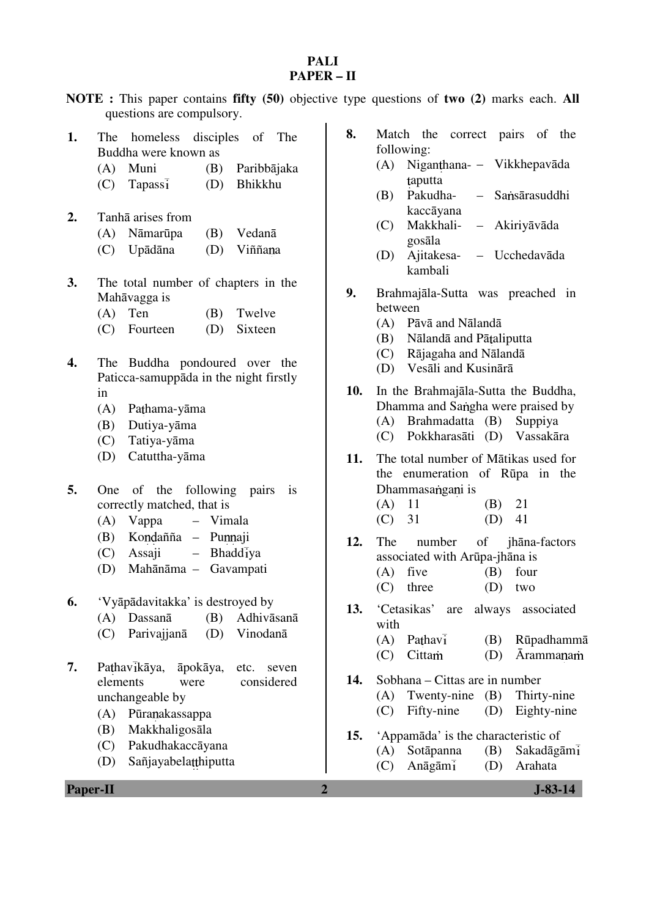# PALI
## PAPER – II

**NOTE :** This paper contains **fifty (50)** objective type questions of **two (2)** marks each. **All** questions are compulsory.

1. The homeless disciples of The Buddha were known as
   - (A) Muni
   - (B) Paribbājaka
   - (C) Tapassī
   - (D) Bhikkhu

2. Tanhā arises from
   - (A) Nāmarūpa
   - (B) Vedanā
   - (C) Upādāna
   - (D) Viññaṇa

3. The total number of chapters in the Mahāvagga is
   - (A) Ten
   - (B) Twelve
   - (C) Fourteen
   - (D) Sixteen

4. The Buddha pondoured over the Paticca-samuppāda in the night firstly in
   - (A) Paṭhama-yāma
   - (B) Dutiya-yāma
   - (C) Tatiya-yāma
   - (D) Catuttha-yāma

5. One of the following pairs is correctly matched, that is
   - (A) Vappa – Vimala
   - (B) Koṇḍañña – Puṇṇaji
   - (C) Assaji – Bhaddīya
   - (D) Mahānāma – Gavampati

6. 'Vyāpādavitakka' is destroyed by
   - (A) Dassanā
   - (B) Adhivāsanā
   - (C) Parivajjanā
   - (D) Vinodanā

7. Paṭhavīkāya, āpokāya, etc. seven elements were considered unchangeable by
   - (A) Pūraṇakassappa
   - (B) Makkhaligosāla
   - (C) Pakudhakaccāyana
   - (D) Sañjayabelaṭṭhiputta

8. Match the correct pairs of the following:
   - (A) Nigaṇṭhana-ṭaputta – Vikkhepavāda
   - (B) Pakudha-kaccāyana – Saṁsārasuddhi
   - (C) Makkhali-gosāla – Akiriyāvāda
   - (D) Ajitakesa-kambali – Ucchedavāda

9. Brahmajāla-Sutta was preached in between
   - (A) Pāvā and Nālandā
   - (B) Nālandā and Pāṭaliputta
   - (C) Rājagaha and Nālandā
   - (D) Vesāli and Kusinārā

10. In the Brahmajāla-Sutta the Buddha, Dhamma and Saṅgha were praised by
    - (A) Brahmadatta
    - (B) Suppiya
    - (C) Pokkharasāti
    - (D) Vassakāra

11. The total number of Mātikas used for the enumeration of Rūpa in the Dhammasaṅgaṇi is
    - (A) 11
    - (B) 21
    - (C) 31
    - (D) 41

12. The number of jhāna-factors associated with Arūpa-jhāna is
    - (A) five
    - (B) four
    - (C) three
    - (D) two

13. 'Cetasikas' are always associated with
    - (A) Paṭhavī
    - (B) Rūpadhammā
    - (C) Cittaṁ
    - (D) Ārammaṇaṁ

14. Sobhana – Cittas are in number
    - (A) Twenty-nine
    - (B) Thirty-nine
    - (C) Fifty-nine
    - (D) Eighty-nine

15. 'Appamāda' is the characteristic of
    - (A) Sotāpanna
    - (B) Sakadāgāmī
    - (C) Anāgāmī
    - (D) Arahata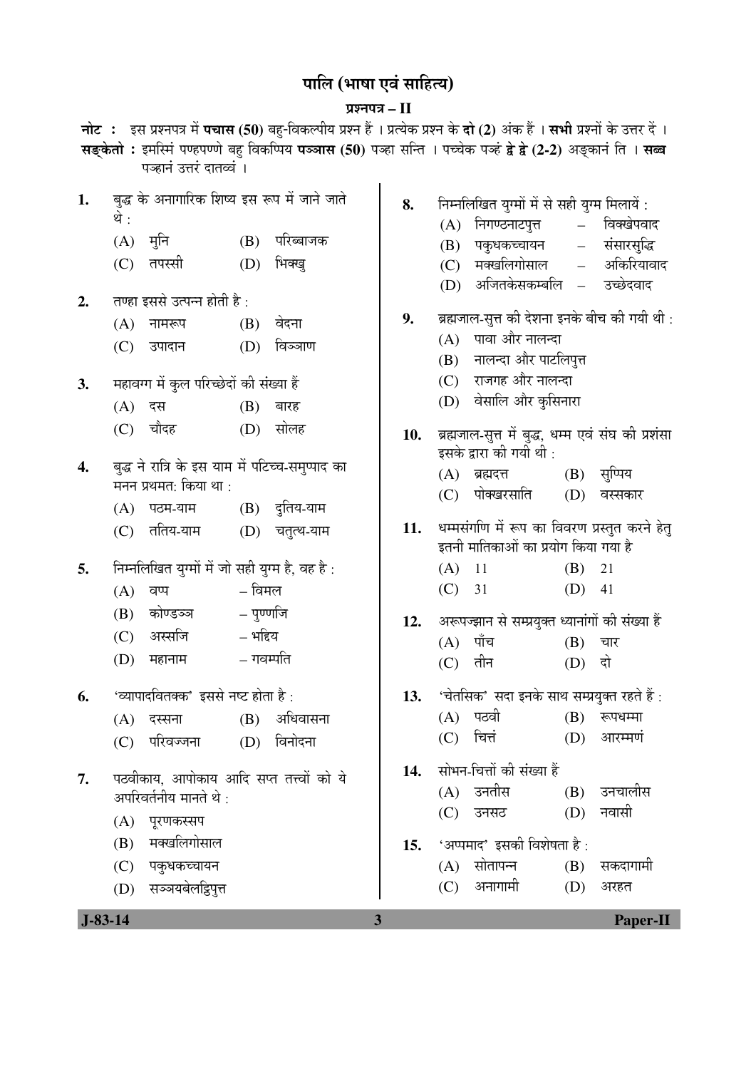# पालि (भाषा एवं साहित्य)

## प्रश्नपत्र – II

**नोट :** इस प्रश्नपत्र में **पचास (50)** बहु-विकल्पीय प्रश्न हैं । प्रत्येक प्रश्न के **दो (2)** अंक हैं । **सभी** प्रश्नों के उत्तर दें ।

**सङ्केतो :** इमस्मिं पणहपण्णे बहु विकप्पिय **पञ्ञास (50)** पञ्हा सन्ति । पच्चेक पञ्हं **द्वे द्वे (2-2)** अङ्कानं ति । **सब्ब** पञ्हानं उत्तरं दातव्वं ।

1. बुद्ध के अनागारिक शिष्य इस रूप में जाने जाते थे :
   - (A) मुनि
   - (B) परिब्बाजक
   - (C) तपस्सी
   - (D) भिक्खु

2. तण्हा इससे उत्पन्न होती है :
   - (A) नामरूप
   - (B) वेदना
   - (C) उपादान
   - (D) विञ्ञाण

3. महावग्ग में कुल परिच्छेदों की संख्या हैं
   - (A) दस
   - (B) बारह
   - (C) चौदह
   - (D) सोलह

4. बुद्ध ने रात्रि के इस याम में पटिच्च-समुप्पाद का मनन प्रथमत: किया था :
   - (A) पठम-याम
   - (B) दुतिय-याम
   - (C) ततिय-याम
   - (D) चतुत्थ-याम

5. निम्नलिखित युग्मों में जो सही युग्म है, वह है :
   - (A) वप्प – विमल
   - (B) कोण्डञ्ञ – पुण्णजि
   - (C) अस्सजि – भद्दिय
   - (D) महानाम – गवम्पति

6. 'व्यापादवितक्क' इससे नष्ट होता है :
   - (A) दस्सना
   - (B) अधिवासना
   - (C) परिवज्जना
   - (D) विनोदना

7. पठवीकाय, आपोकाय आदि सप्त तत्त्वों को ये अपरिवर्तनीय मानते थे :
   - (A) पूरणकस्सप
   - (B) मक्खलिगोसाल
   - (C) पकुधकच्चायन
   - (D) सञ्जयबेलट्ठिपुत्त

8. निम्नलिखित युग्मों में से सही युग्म मिलायें :
   - (A) निगण्ठनाटपुत्त – विक्खेपवाद
   - (B) पकुधकच्चायन – संसारसुद्धि
   - (C) मक्खलिगोसाल – अकिरियावाद
   - (D) अजितकेसकम्बलि – उच्छेदवाद

9. ब्रह्मजाल-सुत्त की देशना इनके बीच की गयी थी :
   - (A) पावा और नालन्दा
   - (B) नालन्दा और पाटलिपुत्त
   - (C) राजगह और नालन्दा
   - (D) वेसालि और कुसिनारा

10. ब्रह्मजाल-सुत्त में बुद्ध, धम्म एवं संघ की प्रशंसा इसके द्वारा की गयी थी :
    - (A) ब्रह्मदत्त
    - (B) सुप्पिय
    - (C) पोक्खरसाति
    - (D) वस्सकार

11. धम्मसंगणि में रूप का विवरण प्रस्तुत करने हेतु इतनी मातिकाओं का प्रयोग किया गया है
    - (A) 11
    - (B) 21
    - (C) 31
    - (D) 41

12. अरूपज्झान से सम्प्रयुक्त ध्यानांगों की संख्या हैं
    - (A) पाँच
    - (B) चार
    - (C) तीन
    - (D) दो

13. 'चेतसिक' सदा इनके साथ सम्प्रयुक्त रहते हैं :
    - (A) पठवी
    - (B) रूपधम्मा
    - (C) चित्तं
    - (D) आरम्मणं

14. सोभन-चित्तों की संख्या हैं
    - (A) उनतीस
    - (B) उनचालीस
    - (C) उनसठ
    - (D) नवासी

15. 'अप्पमाद' इसकी विशेषता है :
    - (A) सोतापन्न
    - (B) सकदागामी
    - (C) अनागामी
    - (D) अरहत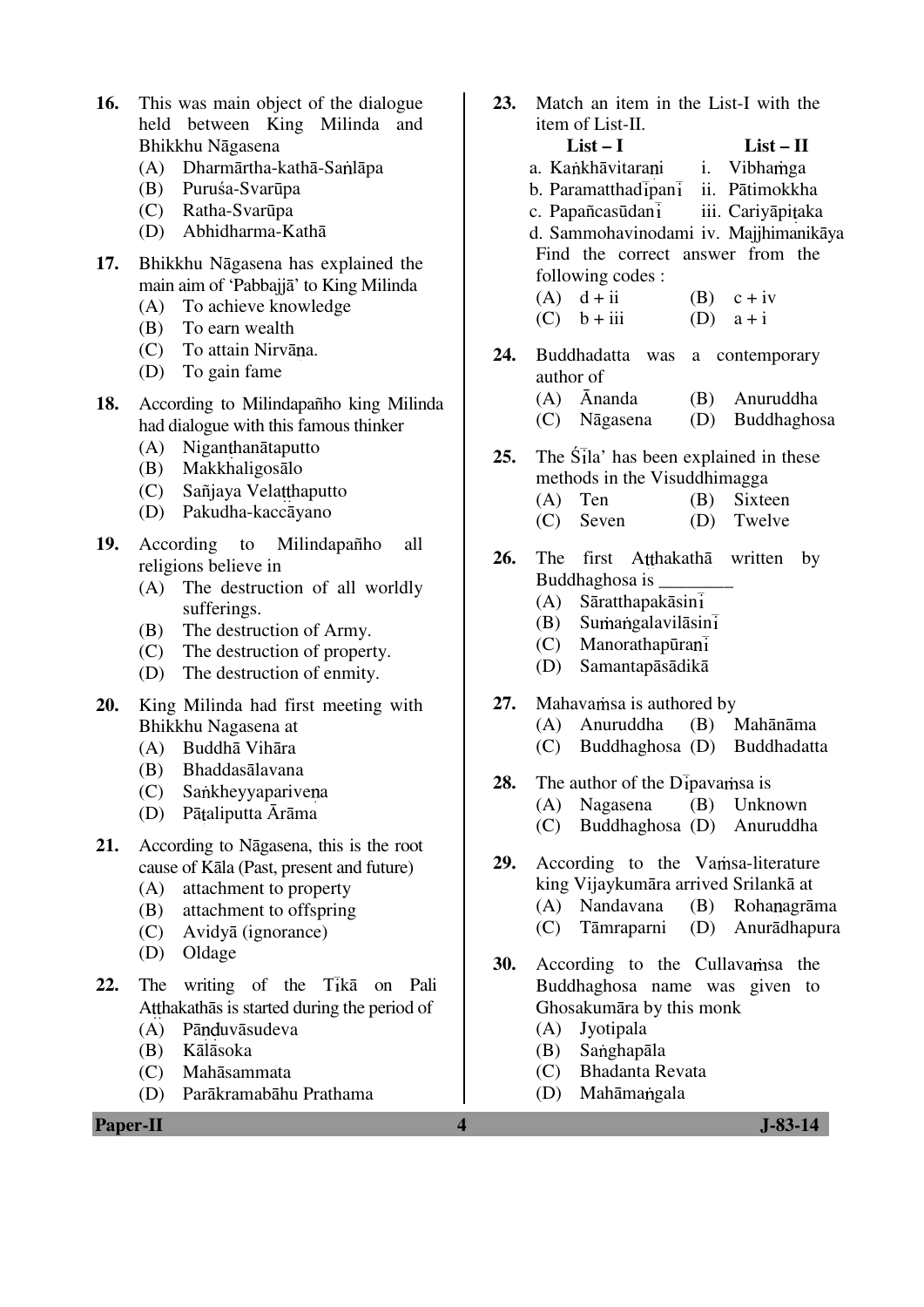16. This was main object of the dialogue held between King Milinda and Bhikkhu Nāgasena
    (A) Dharmārtha-kathā-Saṅlāpa
    (B) Puruśa-Svarūpa
    (C) Ratha-Svarūpa
    (D) Abhidharma-Kathā

17. Bhikkhu Nāgasena has explained the main aim of 'Pabbajjā' to King Milinda
    (A) To achieve knowledge
    (B) To earn wealth
    (C) To attain Nirvāṇa.
    (D) To gain fame

18. According to Milindapañho king Milinda had dialogue with this famous thinker
    (A) Nigaṇṭhanātaputto
    (B) Makkhaligosālo
    (C) Sañjaya Velaṭṭhaputto
    (D) Pakudha-kaccāyano

19. According to Milindapañho all religions believe in
    (A) The destruction of all worldly sufferings.
    (B) The destruction of Army.
    (C) The destruction of property.
    (D) The destruction of enmity.

20. King Milinda had first meeting with Bhikkhu Nagasena at
    (A) Buddhā Vihāra
    (B) Bhaddasālavana
    (C) Saṅkheyyapariveṇa
    (D) Pāṭaliputta Ārāma

21. According to Nāgasena, this is the root cause of Kāla (Past, present and future)
    (A) attachment to property
    (B) attachment to offspring
    (C) Avidyā (ignorance)
    (D) Oldage

22. The writing of the Ṭīkā on Pali Aṭṭhakathās is started during the period of
    (A) Pāṇḍuvāsudeva
    (B) Kālāsoka
    (C) Mahāsammata
    (D) Parākramabāhu Prathama

23. Match an item in the List-I with the item of List-II.

| List – I | List – II |
|---|---|
| a. Kaṅkhāvitaraṇi | i. Vibhaṁga |
| b. Paramatthadīpanī | ii. Pātimokkha |
| c. Papañcasūdanī | iii. Cariyāpiṭaka |
| d. Sammohavinodami | iv. Majjhimanikāya |

Find the correct answer from the following codes :
    (A) d + ii  (B) c + iv
    (C) b + iii  (D) a + i

24. Buddhadatta was a contemporary author of
    (A) Ānanda  (B) Anuruddha
    (C) Nāgasena  (D) Buddhaghosa

25. The Śīla' has been explained in these methods in the Visuddhimagga
    (A) Ten  (B) Sixteen
    (C) Seven  (D) Twelve

26. The first Aṭṭhakathā written by Buddhaghosa is ________
    (A) Sāratthapakāsinī
    (B) Sumaṅgalavilāsinī
    (C) Manorathapūraṇī
    (D) Samantapāsādikā

27. Mahavaṁsa is authored by
    (A) Anuruddha  (B) Mahānāma
    (C) Buddhaghosa  (D) Buddhadatta

28. The author of the Dīpavaṁsa is
    (A) Nagasena  (B) Unknown
    (C) Buddhaghosa  (D) Anuruddha

29. According to the Vaṁsa-literature king Vijaykumāra arrived Srilankā at
    (A) Nandavana  (B) Rohaṇagrāma
    (C) Tāmraparni  (D) Anurādhapura

30. According to the Cullavaṁsa the Buddhaghosa name was given to Ghosakumāra by this monk
    (A) Jyotipala
    (B) Saṅghapāla
    (C) Bhadanta Revata
    (D) Mahāmaṅgala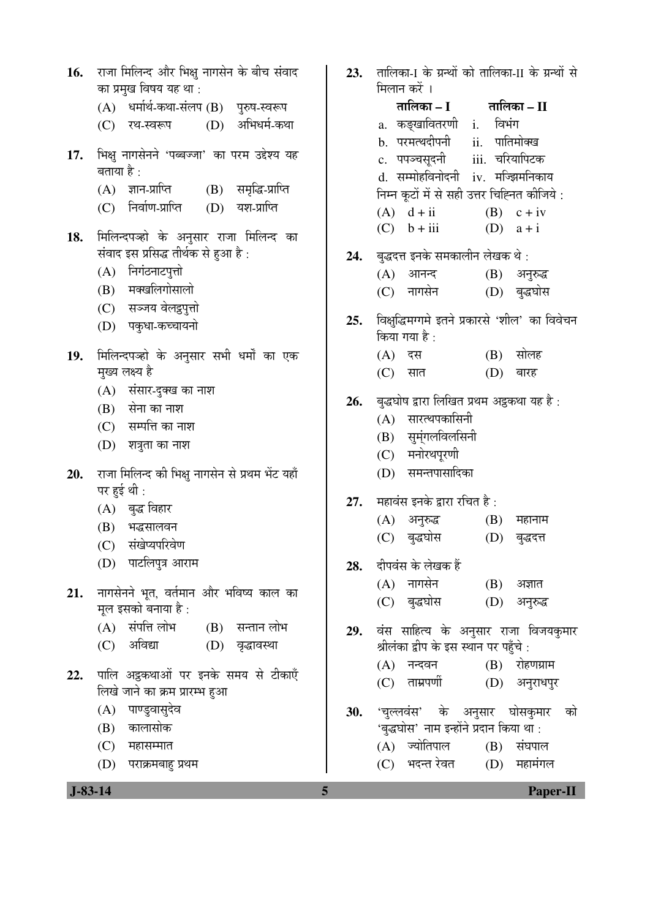16. राजा मिलिन्द और भिक्षु नागसेन के बीच संवाद का प्रमुख विषय यह था :

(A) धर्मार्थ-कथा-संलप (B) पुरुष-स्वरूप
(C) रथ-स्वरूप (D) अभिधर्म-कथा

17. भिक्षु नागसेनने 'पब्बज्जा' का परम उद्देश्य यह बताया है :

(A) ज्ञान-प्राप्ति (B) समृद्धि-प्राप्ति
(C) निर्वाण-प्राप्ति (D) यश-प्राप्ति

18. मिलिन्दपञ्हो के अनुसार राजा मिलिन्द का संवाद इस प्रसिद्ध तीर्थक से हुआ है :

(A) निगंठनाटपुत्तो
(B) मक्खलिगोसालो
(C) सञ्जय वेलट्ठपुत्तो
(D) पकुधा-कच्चायनो

19. मिलिन्दपञ्हो के अनुसार सभी धर्मों का एक मुख्य लक्ष्य है

(A) संसार-दुक्ख का नाश
(B) सेना का नाश
(C) सम्पत्ति का नाश
(D) शत्रुता का नाश

20. राजा मिलिन्द की भिक्षु नागसेन से प्रथम भेंट यहाँ पर हुई थी :

(A) बुद्ध विहार
(B) भद्धसालवन
(C) संखेप्यपरिवेण
(D) पाटलिपुत्र आराम

21. नागसेनने भूत, वर्तमान और भविष्य काल का मूल इसको बनाया है :

(A) संपत्ति लोभ (B) सन्तान लोभ
(C) अविद्या (D) वृद्धावस्था

22. पालि अट्ठकथाओं पर इनके समय से टीकाएँ लिखे जाने का क्रम प्रारम्भ हुआ

(A) पाण्डुवासुदेव
(B) कालासोक
(C) महासम्मात
(D) पराक्रमबाहु प्रथम

23. तालिका-I के ग्रन्थों को तालिका-II के ग्रन्थों से मिलान करें ।

| तालिका – I | तालिका – II |
|---|---|
| a. कङ्खावितरणी | i. विभंग |
| b. परमत्थदीपनी | ii. पातिमोक्ख |
| c. पपञ्चसूदनी | iii. चरियापिटक |
| d. सम्मोहविनोदनी | iv. मज्झिमनिकाय |

निम्न कूटों में से सही उत्तर चिह्नित कीजिये :

(A) d + ii (B) c + iv
(C) b + iii (D) a + i

24. बुद्धदत्त इनके समकालीन लेखक थे :

(A) आनन्द (B) अनुरुद्ध
(C) नागसेन (D) बुद्धघोस

25. विशुद्धिमग्गमे इतने प्रकारसे 'शील' का विवेचन किया गया है :

(A) दस (B) सोलह
(C) सात (D) बारह

26. बुद्धघोष द्वारा लिखित प्रथम अट्ठकथा यह है :

(A) सारत्थपकासिनी
(B) सुमंगलविलसिनी
(C) मनोरथपूरणी
(D) समन्तपासादिका

27. महावंस इनके द्वारा रचित है :

(A) अनुरुद्ध (B) महानाम
(C) बुद्धघोस (D) बुद्धदत्त

28. दीपवंस के लेखक हैं :

(A) नागसेन (B) अज्ञात
(C) बुद्धघोस (D) अनुरुद्ध

29. वंस साहित्य के अनुसार राजा विजयकुमार श्रीलंका द्वीप के इस स्थान पर पहुँचे :

(A) नन्दवन (B) रोहणग्राम
(C) ताम्रपर्णी (D) अनुराधपुर

30. 'चुल्लवंस' के अनुसार घोसकुमार को 'बुद्धघोस' नाम इन्होंने प्रदान किया था :

(A) ज्योतिपाल (B) संघपाल
(C) भदन्त रेवत (D) महामंगल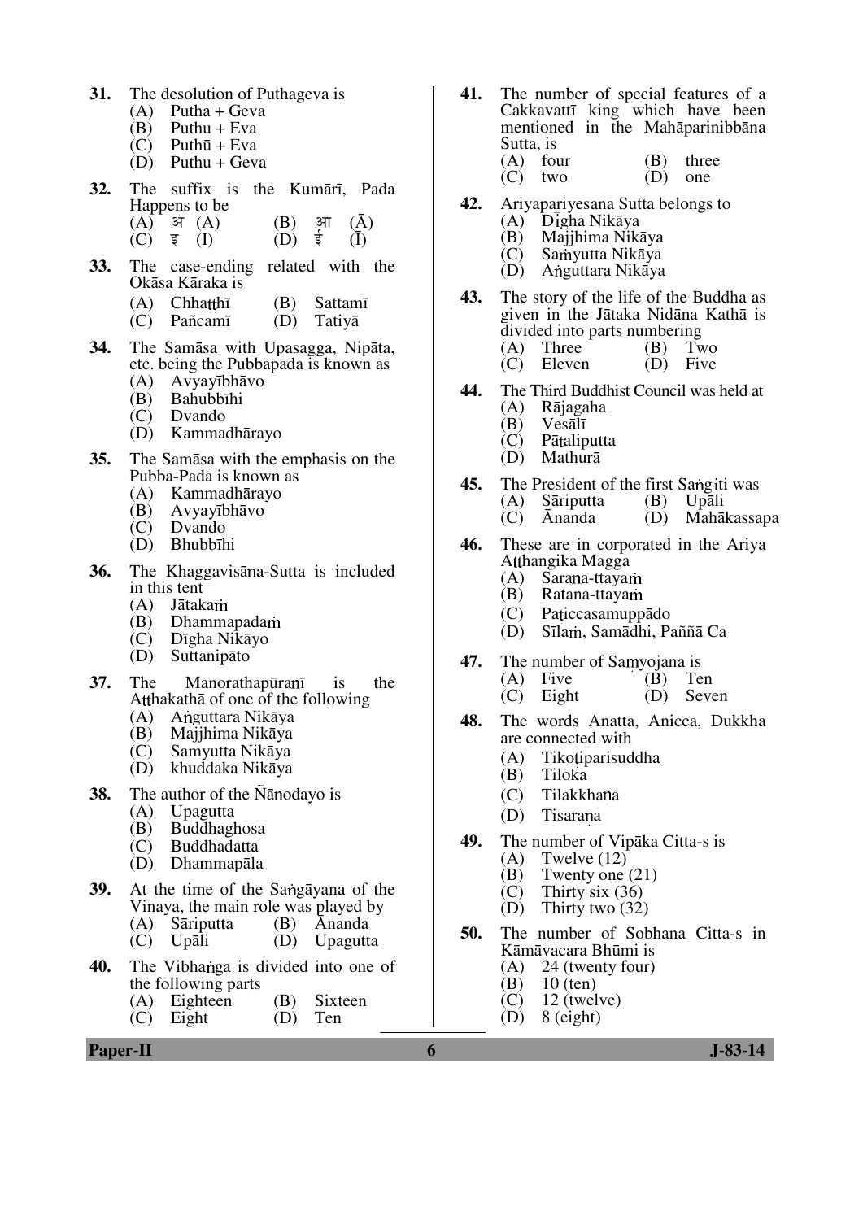**31.** The desolution of Puthageva is
- (A) Putha + Geva
- (B) Puthu + Eva
- (C) Puthū + Eva
- (D) Puthu + Geva

**32.** The suffix is the Kumārī, Pada Happens to be
- (A) अ (A)
- (B) आ (Ā)
- (C) इ (I)
- (D) ई (Ī)

**33.** The case-ending related with the Okāsa Kāraka is
- (A) Chhaṭṭhī
- (B) Sattamī
- (C) Pañcamī
- (D) Tatiyā

**34.** The Samāsa with Upasagga, Nipāta, etc. being the Pubbapada is known as
- (A) Avyayībhāvo
- (B) Bahubbīhi
- (C) Dvando
- (D) Kammadhārayo

**35.** The Samāsa with the emphasis on the Pubba-Pada is known as
- (A) Kammadhārayo
- (B) Avyayībhāvo
- (C) Dvando
- (D) Bhubbīhi

**36.** The Khaggavisāṇa-Sutta is included in this tent
- (A) Jātakaṁ
- (B) Dhammapadaṁ
- (C) Dīgha Nikāyo
- (D) Suttanipāto

**37.** The Manorathapūraṇī is the Aṭṭhakathā of one of the following
- (A) Aṅguttara Nikāya
- (B) Majjhima Nikāya
- (C) Samyutta Nikāya
- (D) khuddaka Nikāya

**38.** The author of the Ñāṇodayo is
- (A) Upagutta
- (B) Buddhaghosa
- (C) Buddhadatta
- (D) Dhammapāla

**39.** At the time of the Saṅgāyana of the Vinaya, the main role was played by
- (A) Sāriputta
- (B) Ānanda
- (C) Upāli
- (D) Upagutta

**40.** The Vibhaṅga is divided into one of the following parts
- (A) Eighteen
- (B) Sixteen
- (C) Eight
- (D) Ten

**41.** The number of special features of a Cakkavattī king which have been mentioned in the Mahāparinibbāna Sutta, is
- (A) four
- (B) three
- (C) two
- (D) one

**42.** Ariyapariyesana Sutta belongs to
- (A) Dīgha Nikāya
- (B) Majjhima Nikāya
- (C) Saṁyutta Nikāya
- (D) Aṅguttara Nikāya

**43.** The story of the life of the Buddha as given in the Jātaka Nidāna Kathā is divided into parts numbering
- (A) Three
- (B) Two
- (C) Eleven
- (D) Five

**44.** The Third Buddhist Council was held at
- (A) Rājagaha
- (B) Vesālī
- (C) Pāṭaliputta
- (D) Mathurā

**45.** The President of the first Saṅgīti was
- (A) Sāriputta
- (B) Upāli
- (C) Ānanda
- (D) Mahākassapa

**46.** These are in corporated in the Ariya Aṭṭhangika Magga
- (A) Saraṇa-ttayaṁ
- (B) Ratana-ttayaṁ
- (C) Paṭiccasamuppādo
- (D) Sīlaṁ, Samādhi, Paññā Ca

**47.** The number of Saṃyojana is
- (A) Five
- (B) Ten
- (C) Eight
- (D) Seven

**48.** The words Anatta, Anicca, Dukkha are connected with
- (A) Tikoṭiparisuddha
- (B) Tiloka
- (C) Tilakkhaṇa
- (D) Tisaraṇa

**49.** The number of Vipāka Citta-s is
- (A) Twelve (12)
- (B) Twenty one (21)
- (C) Thirty six (36)
- (D) Thirty two (32)

**50.** The number of Sobhana Citta-s in Kāmāvacara Bhūmi is
- (A) 24 (twenty four)
- (B) 10 (ten)
- (C) 12 (twelve)
- (D) 8 (eight)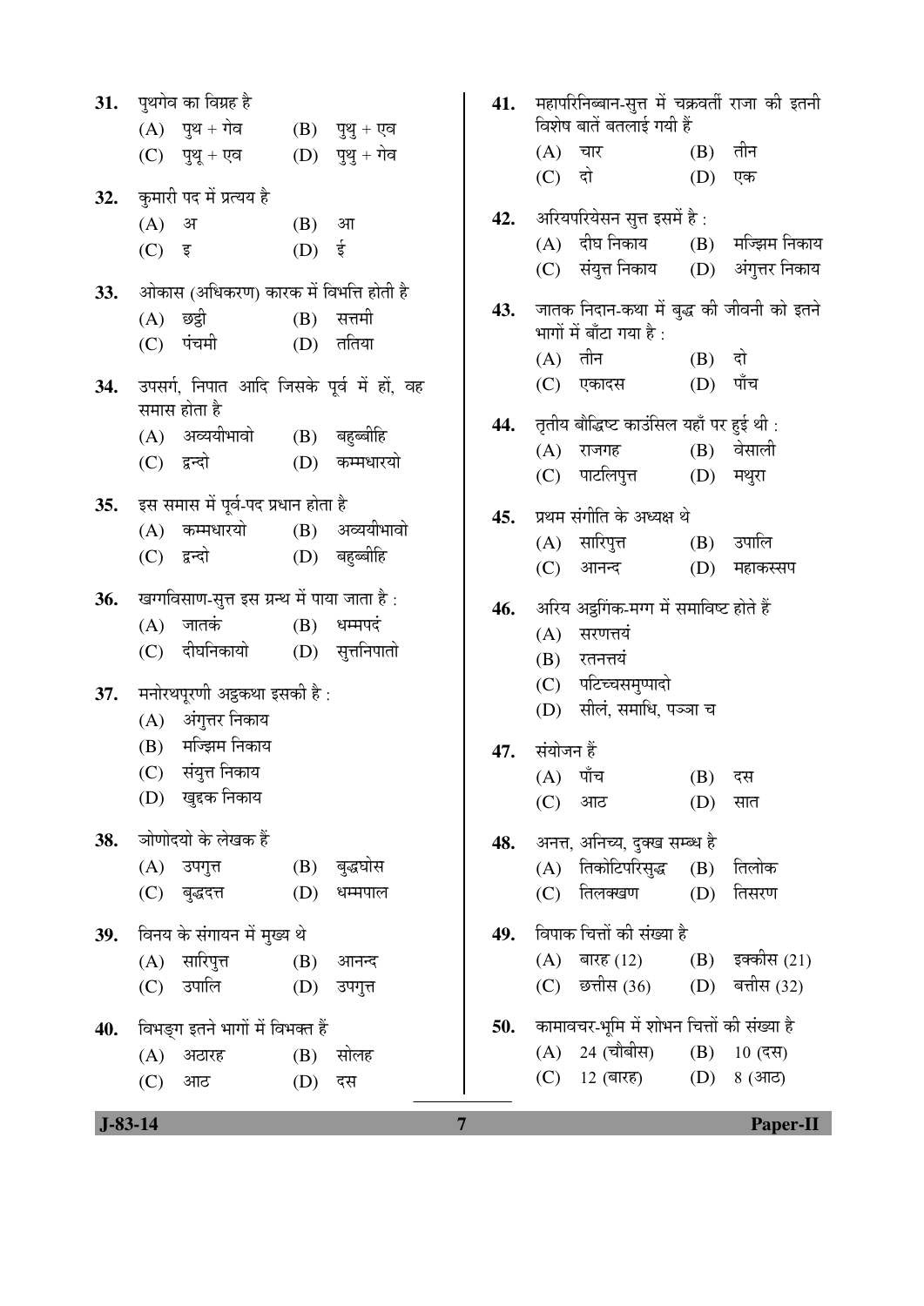31. पुथगेव का विग्रह है

(A) पुथ + गेव (B) पुथु + एव

(C) पुथू + एव (D) पुथु + गेव

32. कुमारी पद में प्रत्यय है

(A) अ (B) आ

(C) इ (D) ई

33. ओकास (अधिकरण) कारक में विभत्ति होती है

(A) छट्ठी (B) सत्तमी

(C) पंचमी (D) ततिया

34. उपसर्ग, निपात आदि जिसके पूर्व में हों, वह समास होता है

(A) अव्ययीभावो (B) बहुब्बीहि

(C) द्वन्दो (D) कम्मधारयो

35. इस समास में पूर्व-पद प्रधान होता है

(A) कम्मधारयो (B) अव्ययीभावो

(C) द्वन्दो (D) बहुब्बीहि

36. खग्गविसाण-सुत्त इस ग्रन्थ में पाया जाता है :

(A) जातकं (B) धम्मपदं

(C) दीघनिकायो (D) सुत्तनिपातो

37. मनोरथपूरणी अट्ठकथा इसकी है :

(A) अंगुत्तर निकाय

(B) मज्झिम निकाय

(C) संयुत्त निकाय

(D) खुद्दक निकाय

38. ञोणोदयो के लेखक हैं

(A) उपगुत्त (B) बुद्धघोस

(C) बुद्धदत्त (D) धम्मपाल

39. विनय के संगायन में मुख्य थे

(A) सारिपुत्त (B) आनन्द

(C) उपालि (D) उपगुत्त

40. विभङ्ग इतने भागों में विभक्त हैं

(A) अठारह (B) सोलह

(C) आठ (D) दस

41. महापरिनिब्बान-सुत्त में चक्रवर्ती राजा की इतनी विशेष बातें बतलाई गयी हैं

(A) चार (B) तीन

(C) दो (D) एक

42. अरियपरियेसन सुत्त इसमें है :

(A) दीघ निकाय (B) मज्झिम निकाय

(C) संयुत्त निकाय (D) अंगुत्तर निकाय

43. जातक निदान-कथा में बुद्ध की जीवनी को इतने भागों में बाँटा गया है :

(A) तीन (B) दो

(C) एकादस (D) पाँच

44. तृतीय बौद्धिष्ट कार्उसिल यहाँ पर हुई थी :

(A) राजगह (B) वेसाली

(C) पाटलिपुत्त (D) मथुरा

45. प्रथम संगीति के अध्यक्ष थे

(A) सारिपुत्त (B) उपालि

(C) आनन्द (D) महाकस्सप

46. अरिय अट्ठंगिक-मग्ग में समाविष्ट होते हैं

(A) सरणत्तयं

(B) रतनत्तयं

(C) पटिच्चसमुप्पादो

(D) सीलं, समाधि, पञ्ञा च

47. संयोजन हैं

(A) पाँच (B) दस

(C) आठ (D) सात

48. अनत्त, अनिच्य, दुक्ख सम्बन्ध है

(A) तिकोटिपरिसुद्ध (B) तिलोक

(C) तिलक्खण (D) तिसरण

49. विपाक चित्तों की संख्या है

(A) बारह (12) (B) इक्कीस (21)

(C) छत्तीस (36) (D) बत्तीस (32)

50. कामावचर-भूमि में शोभन चित्तों की संख्या है

(A) 24 (चौबीस) (B) 10 (दस)

(C) 12 (बारह) (D) 8 (आठ)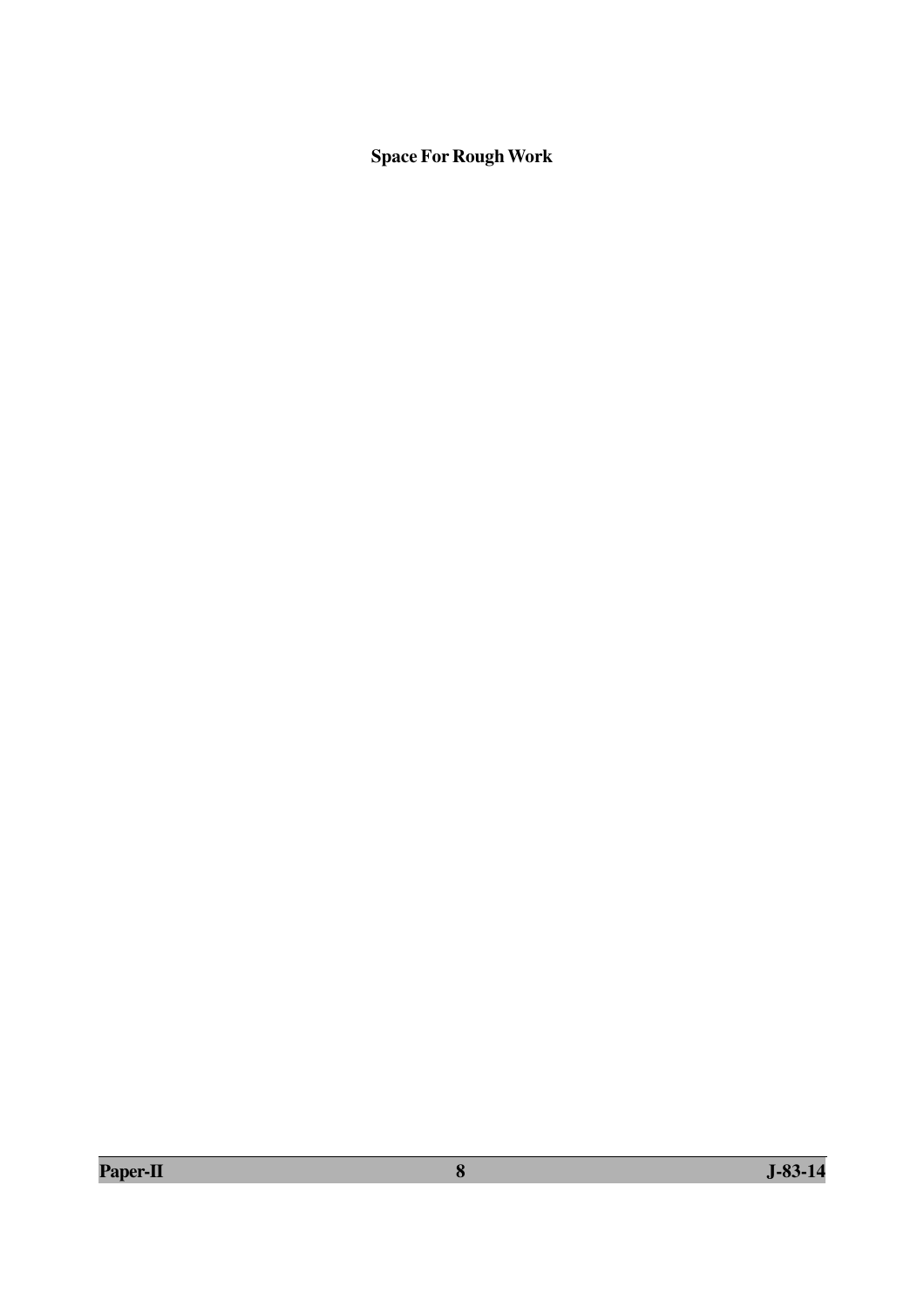**Space For Rough Work**